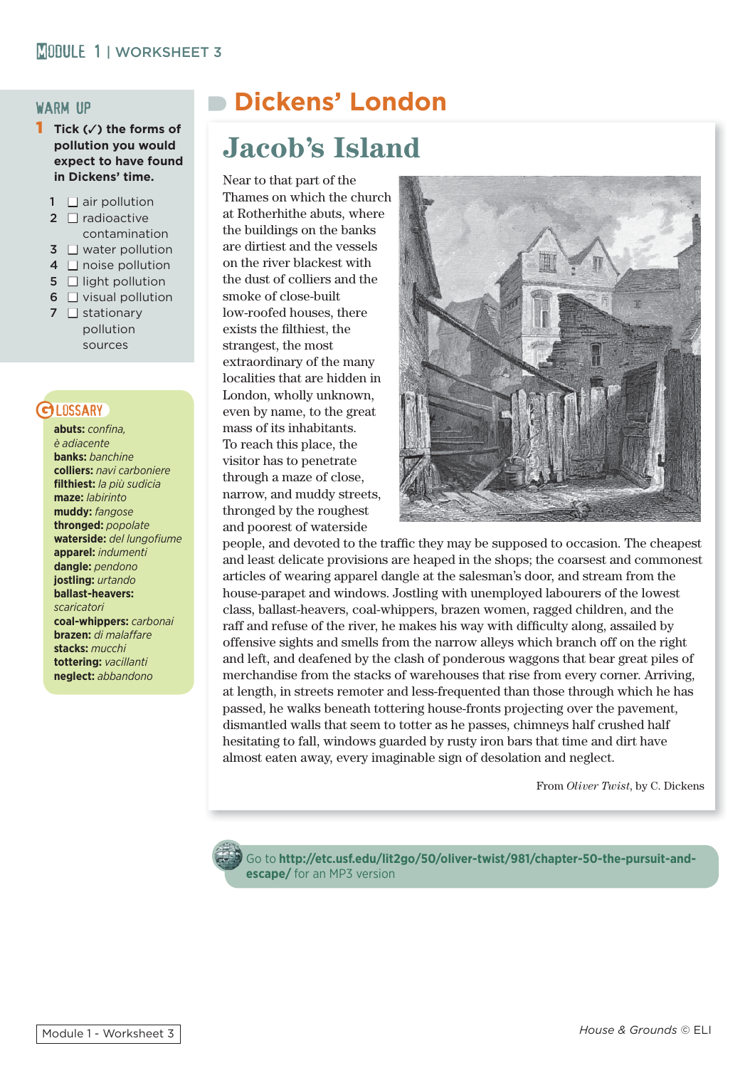# Dickens' London

## WARM UP

**1 Tick (✓) the forms of pollution you would expect to have found in Dickens' time.**

1. ☐ air pollution
2. ☐ radioactive contamination
3. ☐ water pollution
4. ☐ noise pollution
5. ☐ light pollution
6. ☐ visual pollution
7. ☐ stationary pollution sources

## GLOSSARY

**abuts:** *confina, è adiacente*
**banks:** *banchine*
**colliers:** *navi carboniere*
**filthiest:** *la più sudicia*
**maze:** *labirinto*
**muddy:** *fangose*
**thronged:** *popolate*
**waterside:** *del lungofiume*
**apparel:** *indumenti*
**dangle:** *pendono*
**jostling:** *urtando*
**ballast-heavers:** *scaricatori*
**coal-whippers:** *carbonai*
**brazen:** *di malaffare*
**stacks:** *mucchi*
**tottering:** *vacillanti*
**neglect:** *abbandono*

## Jacob's Island

Near to that part of the Thames on which the church at Rotherhithe abuts, where the buildings on the banks are dirtiest and the vessels on the river blackest with the dust of colliers and the smoke of close-built low-roofed houses, there exists the filthiest, the strangest, the most extraordinary of the many localities that are hidden in London, wholly unknown, even by name, to the great mass of its inhabitants. To reach this place, the visitor has to penetrate through a maze of close, narrow, and muddy streets, thronged by the roughest and poorest of waterside people, and devoted to the traffic they may be supposed to occasion. The cheapest and least delicate provisions are heaped in the shops; the coarsest and commonest articles of wearing apparel dangle at the salesman's door, and stream from the house-parapet and windows. Jostling with unemployed labourers of the lowest class, ballast-heavers, coal-whippers, brazen women, ragged children, and the raff and refuse of the river, he makes his way with difficulty along, assailed by offensive sights and smells from the narrow alleys which branch off on the right and left, and deafened by the clash of ponderous waggons that bear great piles of merchandise from the stacks of warehouses that rise from every corner. Arriving, at length, in streets remoter and less-frequented than those through which he has passed, he walks beneath tottering house-fronts projecting over the pavement, dismantled walls that seem to totter as he passes, chimneys half crushed half hesitating to fall, windows guarded by rusty iron bars that time and dirt have almost eaten away, every imaginable sign of desolation and neglect.

From *Oliver Twist*, by C. Dickens

Go to **http://etc.usf.edu/lit2go/50/oliver-twist/981/chapter-50-the-pursuit-and-escape/** for an MP3 version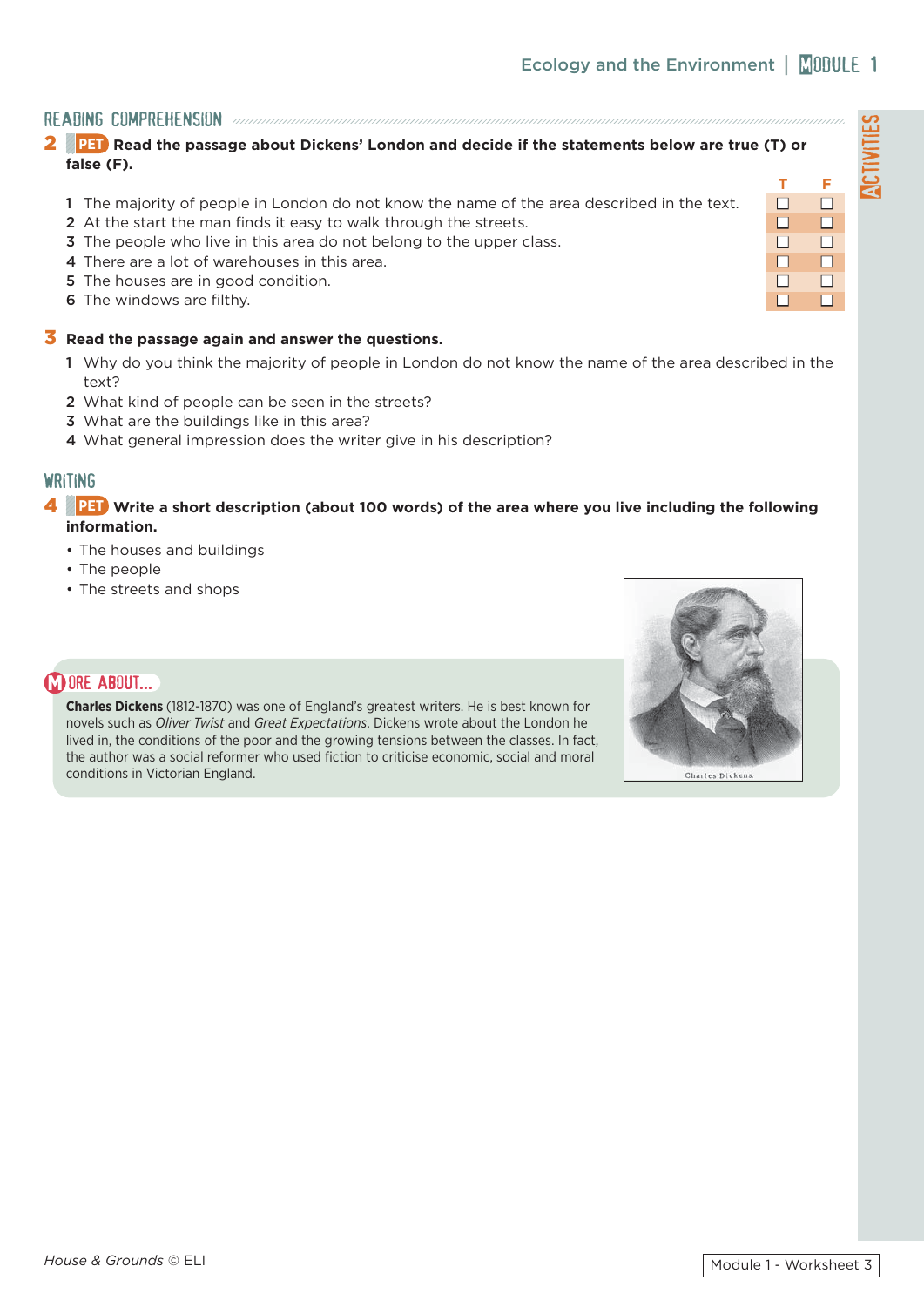## READING COMPREHENSION

**2** PET **Read the passage about Dickens' London and decide if the statements below are true (T) or false (F).**

| | T | F |
|---|---|---|
| 1 The majority of people in London do not know the name of the area described in the text. | ☐ | ☐ |
| 2 At the start the man finds it easy to walk through the streets. | ☐ | ☐ |
| 3 The people who live in this area do not belong to the upper class. | ☐ | ☐ |
| 4 There are a lot of warehouses in this area. | ☐ | ☐ |
| 5 The houses are in good condition. | ☐ | ☐ |
| 6 The windows are filthy. | ☐ | ☐ |

**3** **Read the passage again and answer the questions.**

1 Why do you think the majority of people in London do not know the name of the area described in the text?
2 What kind of people can be seen in the streets?
3 What are the buildings like in this area?
4 What general impression does the writer give in his description?

## WRITING

**4** PET **Write a short description (about 100 words) of the area where you live including the following information.**

- The houses and buildings
- The people
- The streets and shops

### MORE ABOUT...

**Charles Dickens** (1812-1870) was one of England's greatest writers. He is best known for novels such as *Oliver Twist* and *Great Expectations*. Dickens wrote about the London he lived in, the conditions of the poor and the growing tensions between the classes. In fact, the author was a social reformer who used fiction to criticise economic, social and moral conditions in Victorian England.

Charles Dickens.